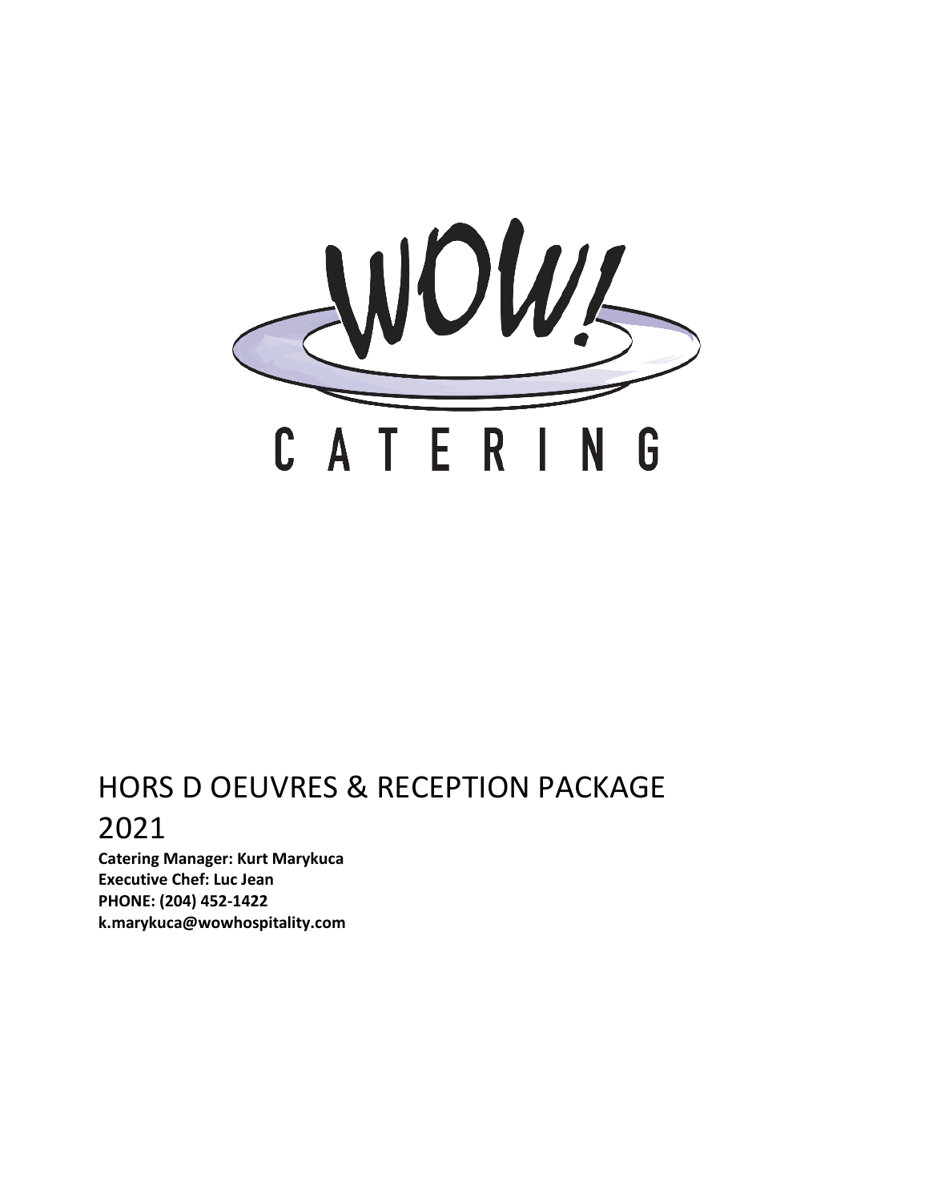WOW!

CATERING

# HORS D OEUVRES & RECEPTION PACKAGE 2021

**Catering Manager: Kurt Marykuca**
**Executive Chef: Luc Jean**
**PHONE: (204) 452-1422**
**k.marykuca@wowhospitality.com**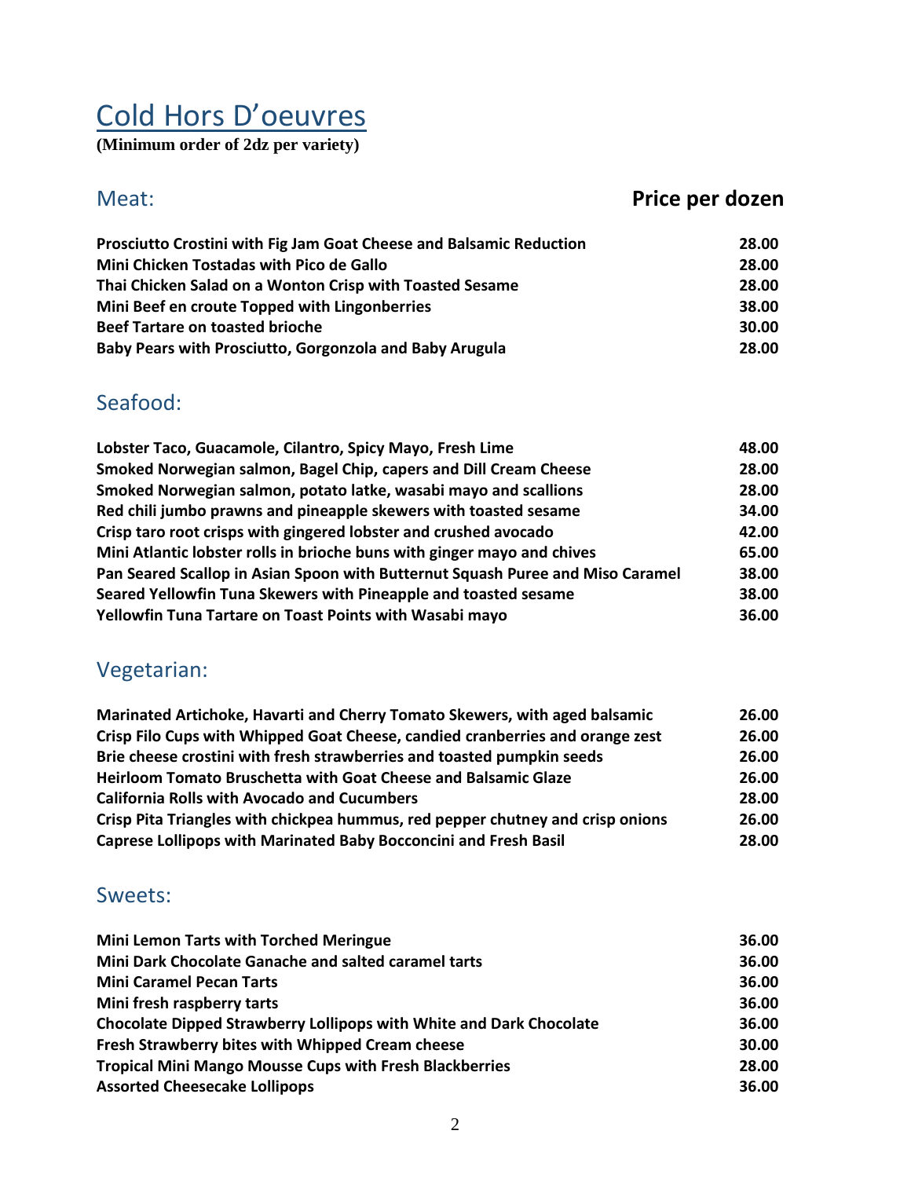# Cold Hors D'oeuvres

**(Minimum order of 2dz per variety)**

## Meat:

| | **Price per dozen** |
|---|---|
| **Prosciutto Crostini with Fig Jam Goat Cheese and Balsamic Reduction** | **28.00** |
| **Mini Chicken Tostadas with Pico de Gallo** | **28.00** |
| **Thai Chicken Salad on a Wonton Crisp with Toasted Sesame** | **28.00** |
| **Mini Beef en croute Topped with Lingonberries** | **38.00** |
| **Beef Tartare on toasted brioche** | **30.00** |
| **Baby Pears with Prosciutto, Gorgonzola and Baby Arugula** | **28.00** |

## Seafood:

| | |
|---|---|
| **Lobster Taco, Guacamole, Cilantro, Spicy Mayo, Fresh Lime** | **48.00** |
| **Smoked Norwegian salmon, Bagel Chip, capers and Dill Cream Cheese** | **28.00** |
| **Smoked Norwegian salmon, potato latke, wasabi mayo and scallions** | **28.00** |
| **Red chili jumbo prawns and pineapple skewers with toasted sesame** | **34.00** |
| **Crisp taro root crisps with gingered lobster and crushed avocado** | **42.00** |
| **Mini Atlantic lobster rolls in brioche buns with ginger mayo and chives** | **65.00** |
| **Pan Seared Scallop in Asian Spoon with Butternut Squash Puree and Miso Caramel** | **38.00** |
| **Seared Yellowfin Tuna Skewers with Pineapple and toasted sesame** | **38.00** |
| **Yellowfin Tuna Tartare on Toast Points with Wasabi mayo** | **36.00** |

## Vegetarian:

| | |
|---|---|
| **Marinated Artichoke, Havarti and Cherry Tomato Skewers, with aged balsamic** | **26.00** |
| **Crisp Filo Cups with Whipped Goat Cheese, candied cranberries and orange zest** | **26.00** |
| **Brie cheese crostini with fresh strawberries and toasted pumpkin seeds** | **26.00** |
| **Heirloom Tomato Bruschetta with Goat Cheese and Balsamic Glaze** | **26.00** |
| **California Rolls with Avocado and Cucumbers** | **28.00** |
| **Crisp Pita Triangles with chickpea hummus, red pepper chutney and crisp onions** | **26.00** |
| **Caprese Lollipops with Marinated Baby Bocconcini and Fresh Basil** | **28.00** |

## Sweets:

| | |
|---|---|
| **Mini Lemon Tarts with Torched Meringue** | **36.00** |
| **Mini Dark Chocolate Ganache and salted caramel tarts** | **36.00** |
| **Mini Caramel Pecan Tarts** | **36.00** |
| **Mini fresh raspberry tarts** | **36.00** |
| **Chocolate Dipped Strawberry Lollipops with White and Dark Chocolate** | **36.00** |
| **Fresh Strawberry bites with Whipped Cream cheese** | **30.00** |
| **Tropical Mini Mango Mousse Cups with Fresh Blackberries** | **28.00** |
| **Assorted Cheesecake Lollipops** | **36.00** |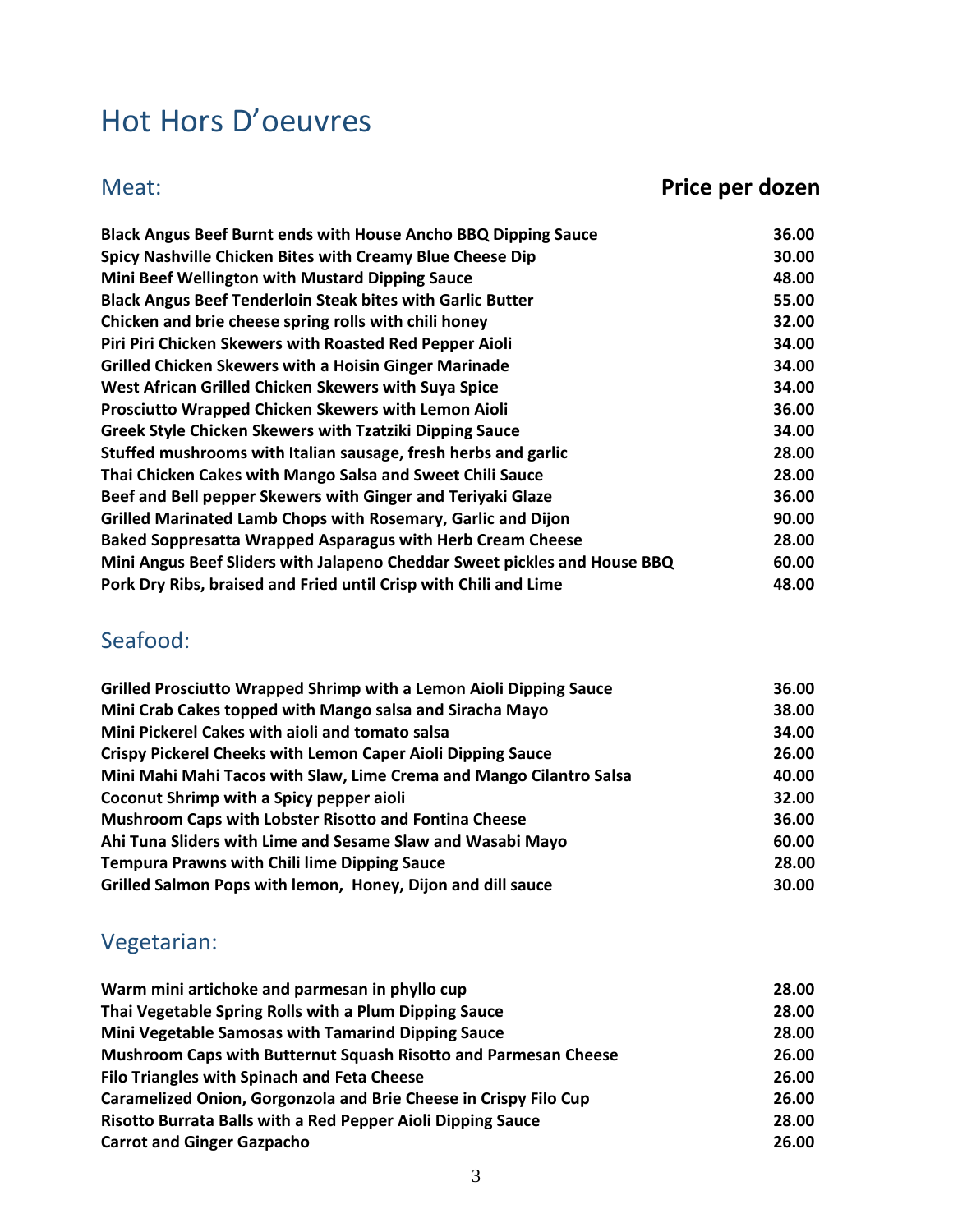# Hot Hors D'oeuvres

## Meat:

| | **Price per dozen** |
|---|---|
| **Black Angus Beef Burnt ends with House Ancho BBQ Dipping Sauce** | **36.00** |
| **Spicy Nashville Chicken Bites with Creamy Blue Cheese Dip** | **30.00** |
| **Mini Beef Wellington with Mustard Dipping Sauce** | **48.00** |
| **Black Angus Beef Tenderloin Steak bites with Garlic Butter** | **55.00** |
| **Chicken and brie cheese spring rolls with chili honey** | **32.00** |
| **Piri Piri Chicken Skewers with Roasted Red Pepper Aioli** | **34.00** |
| **Grilled Chicken Skewers with a Hoisin Ginger Marinade** | **34.00** |
| **West African Grilled Chicken Skewers with Suya Spice** | **34.00** |
| **Prosciutto Wrapped Chicken Skewers with Lemon Aioli** | **36.00** |
| **Greek Style Chicken Skewers with Tzatziki Dipping Sauce** | **34.00** |
| **Stuffed mushrooms with Italian sausage, fresh herbs and garlic** | **28.00** |
| **Thai Chicken Cakes with Mango Salsa and Sweet Chili Sauce** | **28.00** |
| **Beef and Bell pepper Skewers with Ginger and Teriyaki Glaze** | **36.00** |
| **Grilled Marinated Lamb Chops with Rosemary, Garlic and Dijon** | **90.00** |
| **Baked Soppresatta Wrapped Asparagus with Herb Cream Cheese** | **28.00** |
| **Mini Angus Beef Sliders with Jalapeno Cheddar Sweet pickles and House BBQ** | **60.00** |
| **Pork Dry Ribs, braised and Fried until Crisp with Chili and Lime** | **48.00** |

## Seafood:

| | |
|---|---|
| **Grilled Prosciutto Wrapped Shrimp with a Lemon Aioli Dipping Sauce** | **36.00** |
| **Mini Crab Cakes topped with Mango salsa and Siracha Mayo** | **38.00** |
| **Mini Pickerel Cakes with aioli and tomato salsa** | **34.00** |
| **Crispy Pickerel Cheeks with Lemon Caper Aioli Dipping Sauce** | **26.00** |
| **Mini Mahi Mahi Tacos with Slaw, Lime Crema and Mango Cilantro Salsa** | **40.00** |
| **Coconut Shrimp with a Spicy pepper aioli** | **32.00** |
| **Mushroom Caps with Lobster Risotto and Fontina Cheese** | **36.00** |
| **Ahi Tuna Sliders with Lime and Sesame Slaw and Wasabi Mayo** | **60.00** |
| **Tempura Prawns with Chili lime Dipping Sauce** | **28.00** |
| **Grilled Salmon Pops with lemon, Honey, Dijon and dill sauce** | **30.00** |

## Vegetarian:

| | |
|---|---|
| **Warm mini artichoke and parmesan in phyllo cup** | **28.00** |
| **Thai Vegetable Spring Rolls with a Plum Dipping Sauce** | **28.00** |
| **Mini Vegetable Samosas with Tamarind Dipping Sauce** | **28.00** |
| **Mushroom Caps with Butternut Squash Risotto and Parmesan Cheese** | **26.00** |
| **Filo Triangles with Spinach and Feta Cheese** | **26.00** |
| **Caramelized Onion, Gorgonzola and Brie Cheese in Crispy Filo Cup** | **26.00** |
| **Risotto Burrata Balls with a Red Pepper Aioli Dipping Sauce** | **28.00** |
| **Carrot and Ginger Gazpacho** | **26.00** |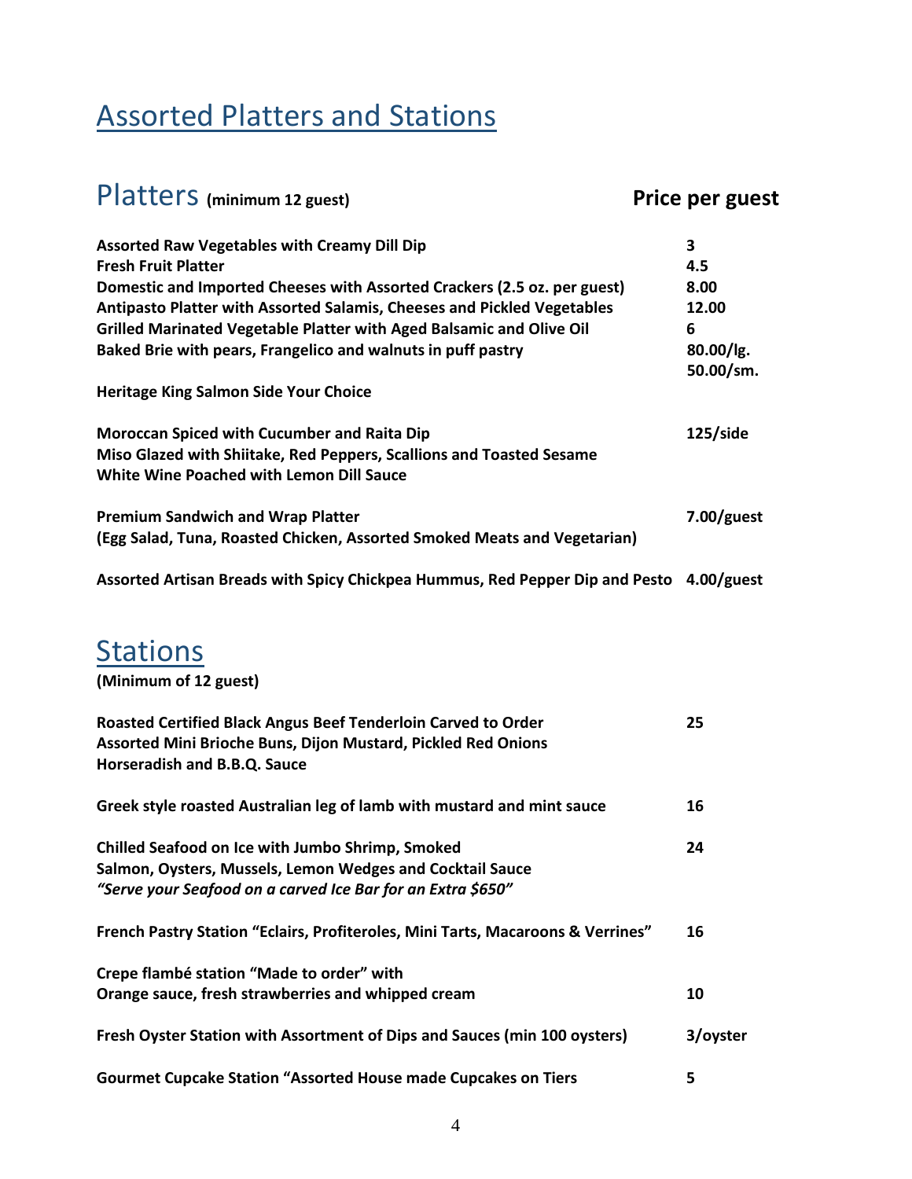# Assorted Platters and Stations

## Platters (minimum 12 guest)

| Item | Price per guest |
|---|---|
| **Assorted Raw Vegetables with Creamy Dill Dip** | **3** |
| **Fresh Fruit Platter** | **4.5** |
| **Domestic and Imported Cheeses with Assorted Crackers (2.5 oz. per guest)** | **8.00** |
| **Antipasto Platter with Assorted Salamis, Cheeses and Pickled Vegetables** | **12.00** |
| **Grilled Marinated Vegetable Platter with Aged Balsamic and Olive Oil** | **6** |
| **Baked Brie with pears, Frangelico and walnuts in puff pastry** | **80.00/lg. 50.00/sm.** |
| **Heritage King Salmon Side Your Choice** | |
| **Moroccan Spiced with Cucumber and Raita Dip** | **125/side** |
| **Miso Glazed with Shiitake, Red Peppers, Scallions and Toasted Sesame** | |
| **White Wine Poached with Lemon Dill Sauce** | |
| **Premium Sandwich and Wrap Platter (Egg Salad, Tuna, Roasted Chicken, Assorted Smoked Meats and Vegetarian)** | **7.00/guest** |
| **Assorted Artisan Breads with Spicy Chickpea Hummus, Red Pepper Dip and Pesto** | **4.00/guest** |

## Stations

**(Minimum of 12 guest)**

| Item | Price |
|---|---|
| **Roasted Certified Black Angus Beef Tenderloin Carved to Order Assorted Mini Brioche Buns, Dijon Mustard, Pickled Red Onions Horseradish and B.B.Q. Sauce** | **25** |
| **Greek style roasted Australian leg of lamb with mustard and mint sauce** | **16** |
| **Chilled Seafood on Ice with Jumbo Shrimp, Smoked Salmon, Oysters, Mussels, Lemon Wedges and Cocktail Sauce** ***"Serve your Seafood on a carved Ice Bar for an Extra $650"*** | **24** |
| **French Pastry Station "Eclairs, Profiteroles, Mini Tarts, Macaroons & Verrines"** | **16** |
| **Crepe flambé station "Made to order" with Orange sauce, fresh strawberries and whipped cream** | **10** |
| **Fresh Oyster Station with Assortment of Dips and Sauces (min 100 oysters)** | **3/oyster** |
| **Gourmet Cupcake Station "Assorted House made Cupcakes on Tiers** | **5** |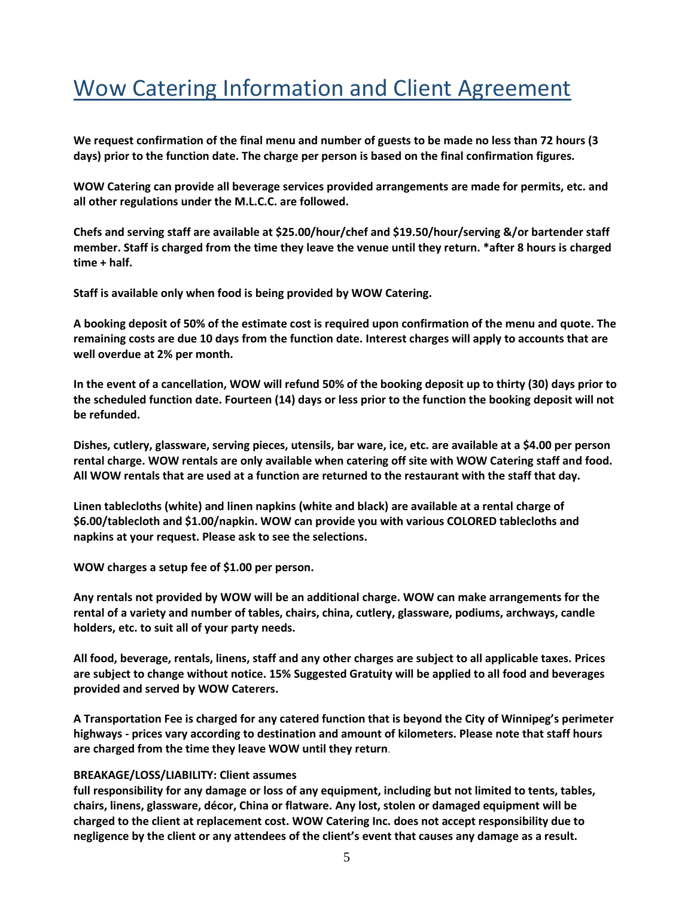# Wow Catering Information and Client Agreement

**We request confirmation of the final menu and number of guests to be made no less than 72 hours (3 days) prior to the function date. The charge per person is based on the final confirmation figures.**

**WOW Catering can provide all beverage services provided arrangements are made for permits, etc. and all other regulations under the M.L.C.C. are followed.**

**Chefs and serving staff are available at $25.00/hour/chef and $19.50/hour/serving &/or bartender staff member. Staff is charged from the time they leave the venue until they return. *after 8 hours is charged time + half.**

**Staff is available only when food is being provided by WOW Catering.**

**A booking deposit of 50% of the estimate cost is required upon confirmation of the menu and quote. The remaining costs are due 10 days from the function date. Interest charges will apply to accounts that are well overdue at 2% per month.**

**In the event of a cancellation, WOW will refund 50% of the booking deposit up to thirty (30) days prior to the scheduled function date. Fourteen (14) days or less prior to the function the booking deposit will not be refunded.**

**Dishes, cutlery, glassware, serving pieces, utensils, bar ware, ice, etc. are available at a $4.00 per person rental charge. WOW rentals are only available when catering off site with WOW Catering staff and food. All WOW rentals that are used at a function are returned to the restaurant with the staff that day.**

**Linen tablecloths (white) and linen napkins (white and black) are available at a rental charge of $6.00/tablecloth and $1.00/napkin. WOW can provide you with various COLORED tablecloths and napkins at your request. Please ask to see the selections.**

**WOW charges a setup fee of $1.00 per person.**

**Any rentals not provided by WOW will be an additional charge. WOW can make arrangements for the rental of a variety and number of tables, chairs, china, cutlery, glassware, podiums, archways, candle holders, etc. to suit all of your party needs.**

**All food, beverage, rentals, linens, staff and any other charges are subject to all applicable taxes. Prices are subject to change without notice. 15% Suggested Gratuity will be applied to all food and beverages provided and served by WOW Caterers.**

**A Transportation Fee is charged for any catered function that is beyond the City of Winnipeg's perimeter highways - prices vary according to destination and amount of kilometers. Please note that staff hours are charged from the time they leave WOW until they return**.

**BREAKAGE/LOSS/LIABILITY: Client assumes full responsibility for any damage or loss of any equipment, including but not limited to tents, tables, chairs, linens, glassware, décor, China or flatware. Any lost, stolen or damaged equipment will be charged to the client at replacement cost. WOW Catering Inc. does not accept responsibility due to negligence by the client or any attendees of the client's event that causes any damage as a result.**